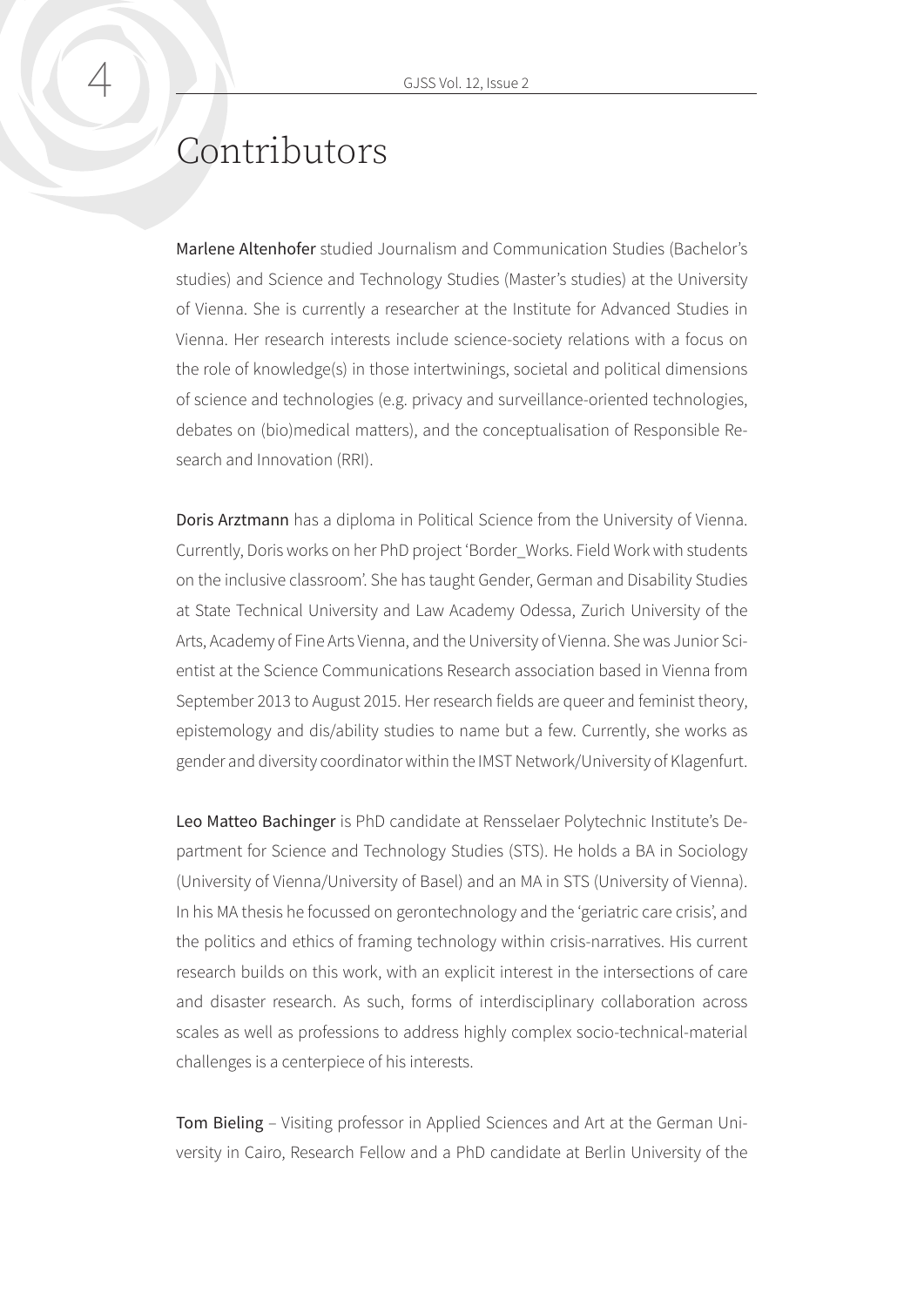# Contributors

**Marlene Altenhofer** studied Journalism and Communication Studies (Bachelor's studies) and Science and Technology Studies (Master's studies) at the University of Vienna. She is currently a researcher at the Institute for Advanced Studies in Vienna. Her research interests include science-society relations with a focus on the role of knowledge(s) in those intertwinings, societal and political dimensions of science and technologies (e.g. privacy and surveillance-oriented technologies, debates on (bio)medical matters), and the conceptualisation of Responsible Research and Innovation (RRI).

**Doris Arztmann** has a diploma in Political Science from the University of Vienna. Currently, Doris works on her PhD project 'Border_Works. Field Work with students on the inclusive classroom'. She has taught Gender, German and Disability Studies at State Technical University and Law Academy Odessa, Zurich University of the Arts, Academy of Fine Arts Vienna, and the University of Vienna. She was Junior Scientist at the Science Communications Research association based in Vienna from September 2013 to August 2015. Her research fields are queer and feminist theory, epistemology and dis/ability studies to name but a few. Currently, she works as gender and diversity coordinator within the IMST Network/University of Klagenfurt.

**Leo Matteo Bachinger** is PhD candidate at Rensselaer Polytechnic Institute's Department for Science and Technology Studies (STS). He holds a BA in Sociology (University of Vienna/University of Basel) and an MA in STS (University of Vienna). In his MA thesis he focussed on gerontechnology and the 'geriatric care crisis', and the politics and ethics of framing technology within crisis-narratives. His current research builds on this work, with an explicit interest in the intersections of care and disaster research. As such, forms of interdisciplinary collaboration across scales as well as professions to address highly complex socio-technical-material challenges is a centerpiece of his interests.

**Tom Bieling** – Visiting professor in Applied Sciences and Art at the German University in Cairo, Research Fellow and a PhD candidate at Berlin University of the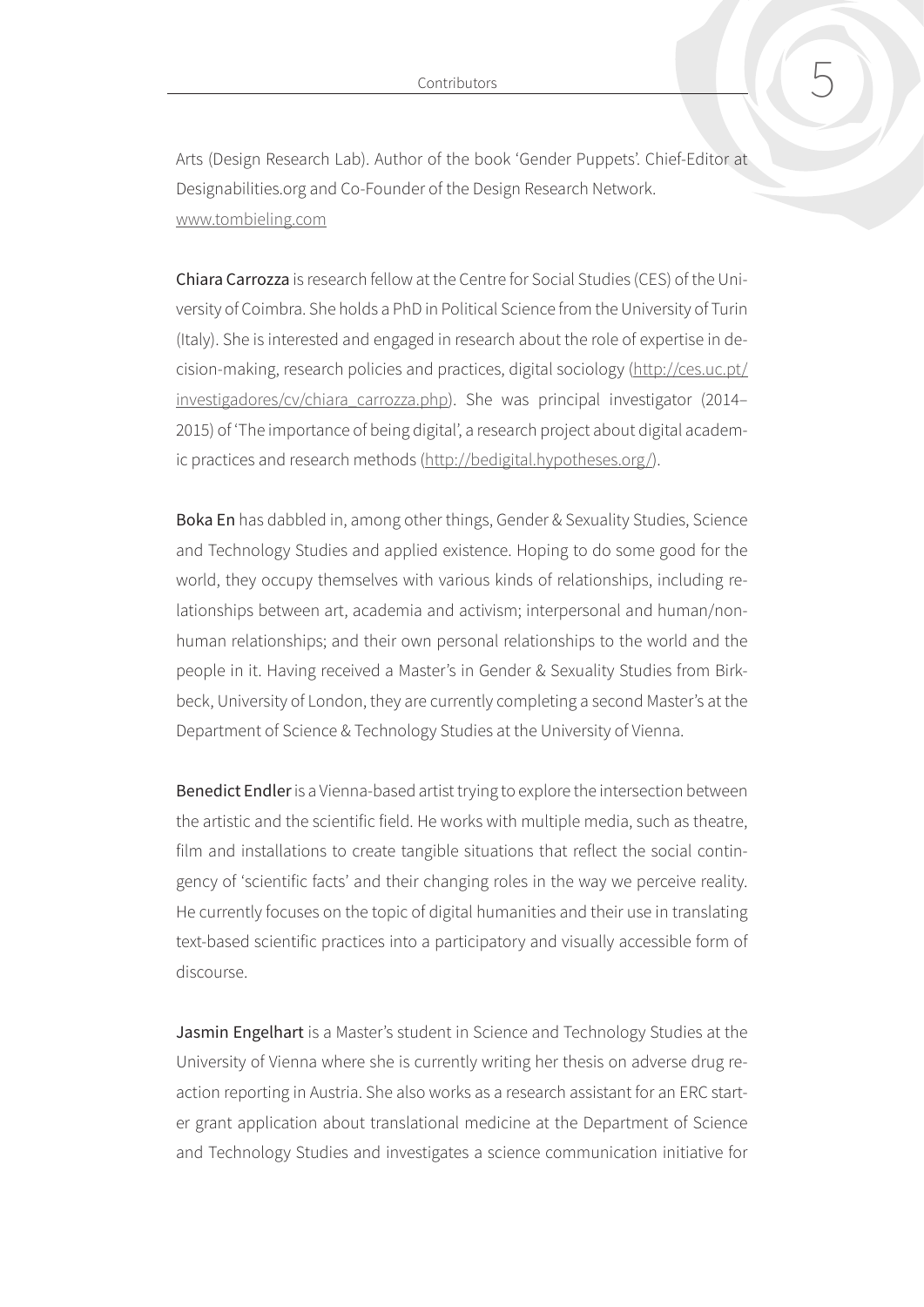Arts (Design Research Lab). Author of the book 'Gender Puppets'. Chief-Editor at Designabilities.org and Co-Founder of the Design Research Network. www.tombieling.com

**Chiara Carrozza** is research fellow at the Centre for Social Studies (CES) of the University of Coimbra. She holds a PhD in Political Science from the University of Turin (Italy). She is interested and engaged in research about the role of expertise in decision-making, research policies and practices, digital sociology (http://ces.uc.pt/investigadores/cv/chiara_carrozza.php). She was principal investigator (2014–2015) of 'The importance of being digital', a research project about digital academic practices and research methods (http://bedigital.hypotheses.org/).

**Boka En** has dabbled in, among other things, Gender & Sexuality Studies, Science and Technology Studies and applied existence. Hoping to do some good for the world, they occupy themselves with various kinds of relationships, including relationships between art, academia and activism; interpersonal and human/nonhuman relationships; and their own personal relationships to the world and the people in it. Having received a Master's in Gender & Sexuality Studies from Birkbeck, University of London, they are currently completing a second Master's at the Department of Science & Technology Studies at the University of Vienna.

**Benedict Endler** is a Vienna-based artist trying to explore the intersection between the artistic and the scientific field. He works with multiple media, such as theatre, film and installations to create tangible situations that reflect the social contingency of 'scientific facts' and their changing roles in the way we perceive reality. He currently focuses on the topic of digital humanities and their use in translating text-based scientific practices into a participatory and visually accessible form of discourse.

**Jasmin Engelhart** is a Master's student in Science and Technology Studies at the University of Vienna where she is currently writing her thesis on adverse drug reaction reporting in Austria. She also works as a research assistant for an ERC starter grant application about translational medicine at the Department of Science and Technology Studies and investigates a science communication initiative for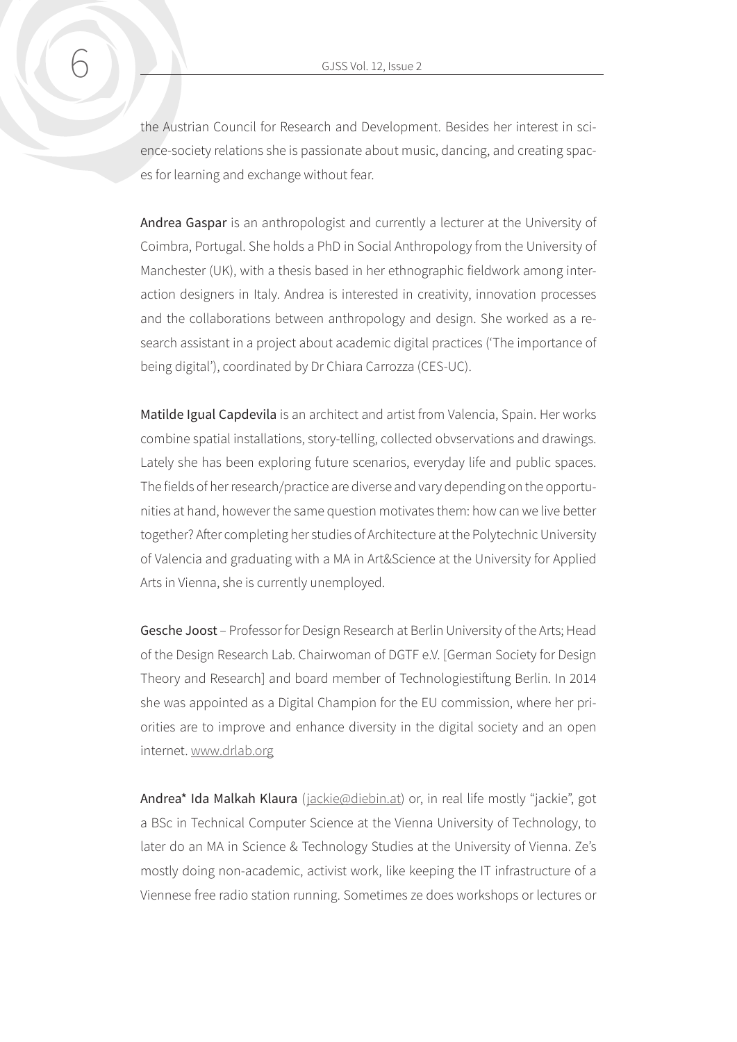the Austrian Council for Research and Development. Besides her interest in science-society relations she is passionate about music, dancing, and creating spaces for learning and exchange without fear.

**Andrea Gaspar** is an anthropologist and currently a lecturer at the University of Coimbra, Portugal. She holds a PhD in Social Anthropology from the University of Manchester (UK), with a thesis based in her ethnographic fieldwork among interaction designers in Italy. Andrea is interested in creativity, innovation processes and the collaborations between anthropology and design. She worked as a research assistant in a project about academic digital practices ('The importance of being digital'), coordinated by Dr Chiara Carrozza (CES-UC).

**Matilde Igual Capdevila** is an architect and artist from Valencia, Spain. Her works combine spatial installations, story-telling, collected obvservations and drawings. Lately she has been exploring future scenarios, everyday life and public spaces. The fields of her research/practice are diverse and vary depending on the opportunities at hand, however the same question motivates them: how can we live better together? After completing her studies of Architecture at the Polytechnic University of Valencia and graduating with a MA in Art&Science at the University for Applied Arts in Vienna, she is currently unemployed.

**Gesche Joost** – Professor for Design Research at Berlin University of the Arts; Head of the Design Research Lab. Chairwoman of DGTF e.V. [German Society for Design Theory and Research] and board member of Technologiestiftung Berlin. In 2014 she was appointed as a Digital Champion for the EU commission, where her priorities are to improve and enhance diversity in the digital society and an open internet. www.drlab.org

**Andrea* Ida Malkah Klaura** (jackie@diebin.at) or, in real life mostly "jackie", got a BSc in Technical Computer Science at the Vienna University of Technology, to later do an MA in Science & Technology Studies at the University of Vienna. Ze's mostly doing non-academic, activist work, like keeping the IT infrastructure of a Viennese free radio station running. Sometimes ze does workshops or lectures or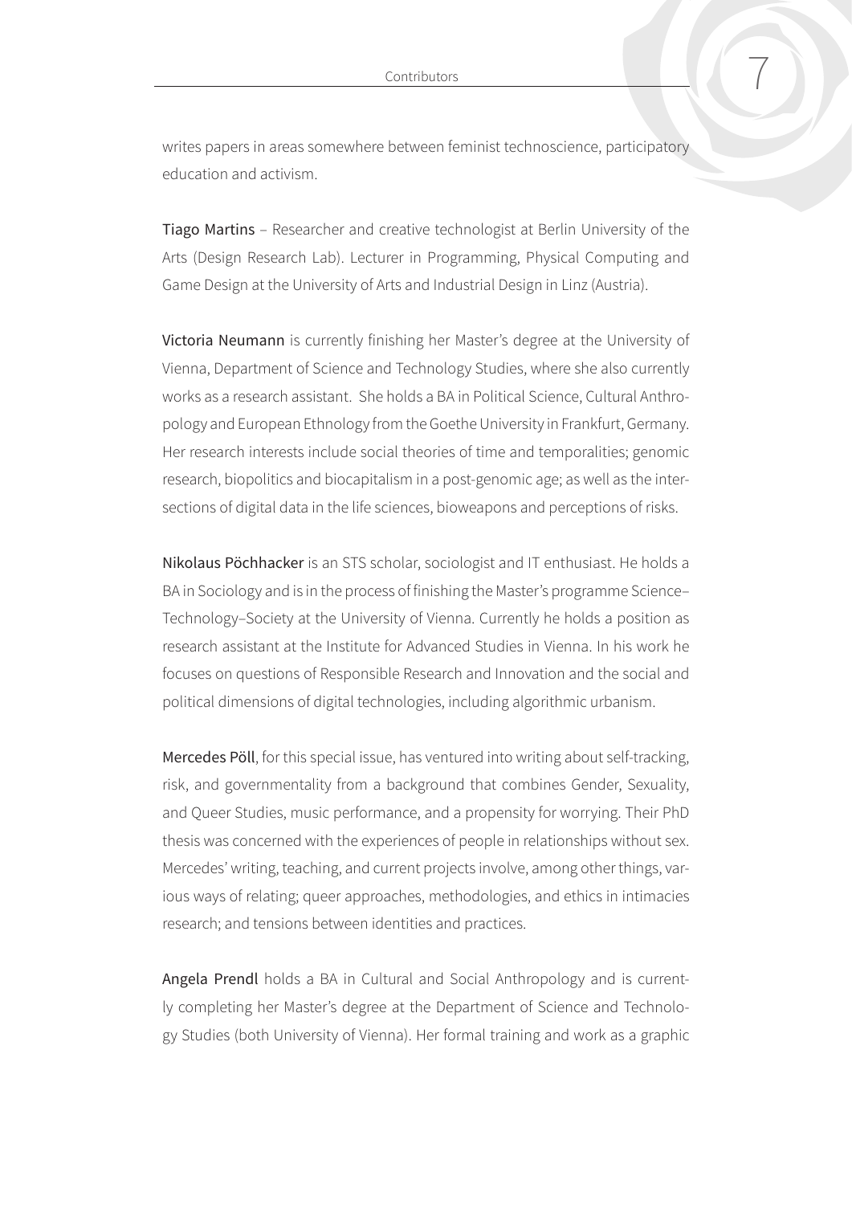writes papers in areas somewhere between feminist technoscience, participatory education and activism.

Tiago Martins – Researcher and creative technologist at Berlin University of the Arts (Design Research Lab). Lecturer in Programming, Physical Computing and Game Design at the University of Arts and Industrial Design in Linz (Austria).

Victoria Neumann is currently finishing her Master's degree at the University of Vienna, Department of Science and Technology Studies, where she also currently works as a research assistant. She holds a BA in Political Science, Cultural Anthropology and European Ethnology from the Goethe University in Frankfurt, Germany. Her research interests include social theories of time and temporalities; genomic research, biopolitics and biocapitalism in a post-genomic age; as well as the intersections of digital data in the life sciences, bioweapons and perceptions of risks.

Nikolaus Pöchhacker is an STS scholar, sociologist and IT enthusiast. He holds a BA in Sociology and is in the process of finishing the Master's programme Science–Technology–Society at the University of Vienna. Currently he holds a position as research assistant at the Institute for Advanced Studies in Vienna. In his work he focuses on questions of Responsible Research and Innovation and the social and political dimensions of digital technologies, including algorithmic urbanism.

Mercedes Pöll, for this special issue, has ventured into writing about self-tracking, risk, and governmentality from a background that combines Gender, Sexuality, and Queer Studies, music performance, and a propensity for worrying. Their PhD thesis was concerned with the experiences of people in relationships without sex. Mercedes' writing, teaching, and current projects involve, among other things, various ways of relating; queer approaches, methodologies, and ethics in intimacies research; and tensions between identities and practices.

Angela Prendl holds a BA in Cultural and Social Anthropology and is currently completing her Master's degree at the Department of Science and Technology Studies (both University of Vienna). Her formal training and work as a graphic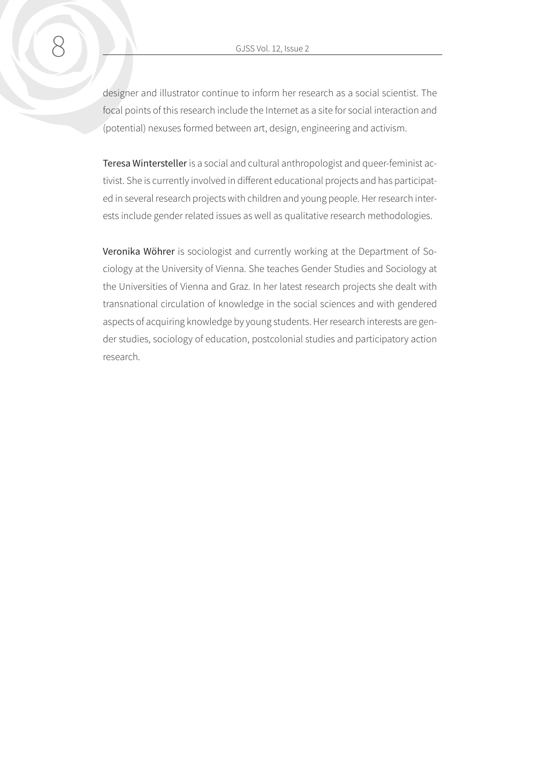designer and illustrator continue to inform her research as a social scientist. The focal points of this research include the Internet as a site for social interaction and (potential) nexuses formed between art, design, engineering and activism.

Teresa Wintersteller is a social and cultural anthropologist and queer-feminist activist. She is currently involved in different educational projects and has participated in several research projects with children and young people. Her research interests include gender related issues as well as qualitative research methodologies.

Veronika Wöhrer is sociologist and currently working at the Department of Sociology at the University of Vienna. She teaches Gender Studies and Sociology at the Universities of Vienna and Graz. In her latest research projects she dealt with transnational circulation of knowledge in the social sciences and with gendered aspects of acquiring knowledge by young students. Her research interests are gender studies, sociology of education, postcolonial studies and participatory action research.